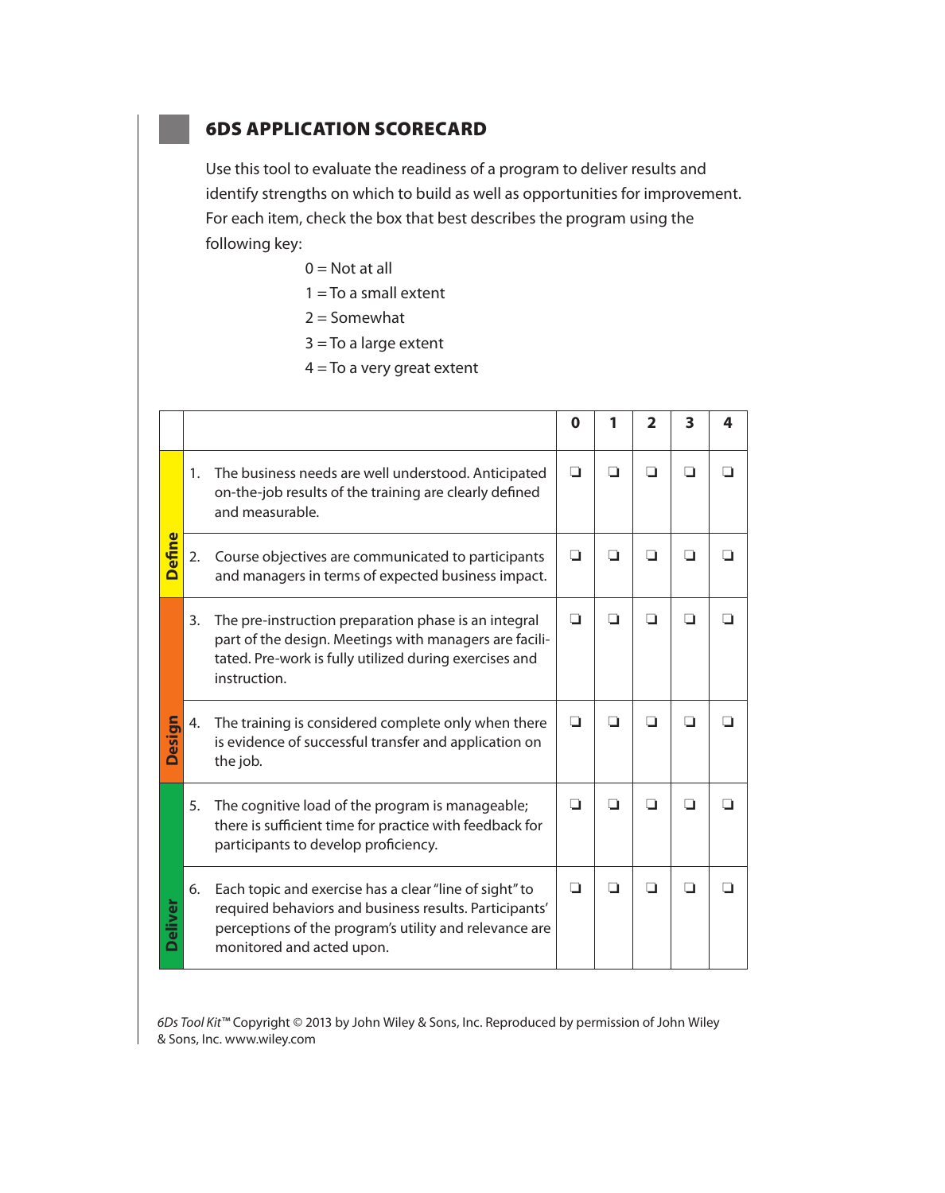## 6DS APPLICATION SCORECARD

Use this tool to evaluate the readiness of a program to deliver results and identify strengths on which to build as well as opportunities for improvement. For each item, check the box that best describes the program using the following key:

0 = Not at all
1 = To a small extent
2 = Somewhat
3 = To a large extent
4 = To a very great extent

| | | 0 | 1 | 2 | 3 | 4 |
|---|---|---|---|---|---|---|
| Define | 1. The business needs are well understood. Anticipated on-the-job results of the training are clearly defined and measurable. | ❏ | ❏ | ❏ | ❏ | ❏ |
| Define | 2. Course objectives are communicated to participants and managers in terms of expected business impact. | ❏ | ❏ | ❏ | ❏ | ❏ |
| Design | 3. The pre-instruction preparation phase is an integral part of the design. Meetings with managers are facilitated. Pre-work is fully utilized during exercises and instruction. | ❏ | ❏ | ❏ | ❏ | ❏ |
| Design | 4. The training is considered complete only when there is evidence of successful transfer and application on the job. | ❏ | ❏ | ❏ | ❏ | ❏ |
| Deliver | 5. The cognitive load of the program is manageable; there is sufficient time for practice with feedback for participants to develop proficiency. | ❏ | ❏ | ❏ | ❏ | ❏ |
| Deliver | 6. Each topic and exercise has a clear "line of sight" to required behaviors and business results. Participants' perceptions of the program's utility and relevance are monitored and acted upon. | ❏ | ❏ | ❏ | ❏ | ❏ |

*6Ds Tool Kit*™ Copyright © 2013 by John Wiley & Sons, Inc. Reproduced by permission of John Wiley & Sons, Inc. www.wiley.com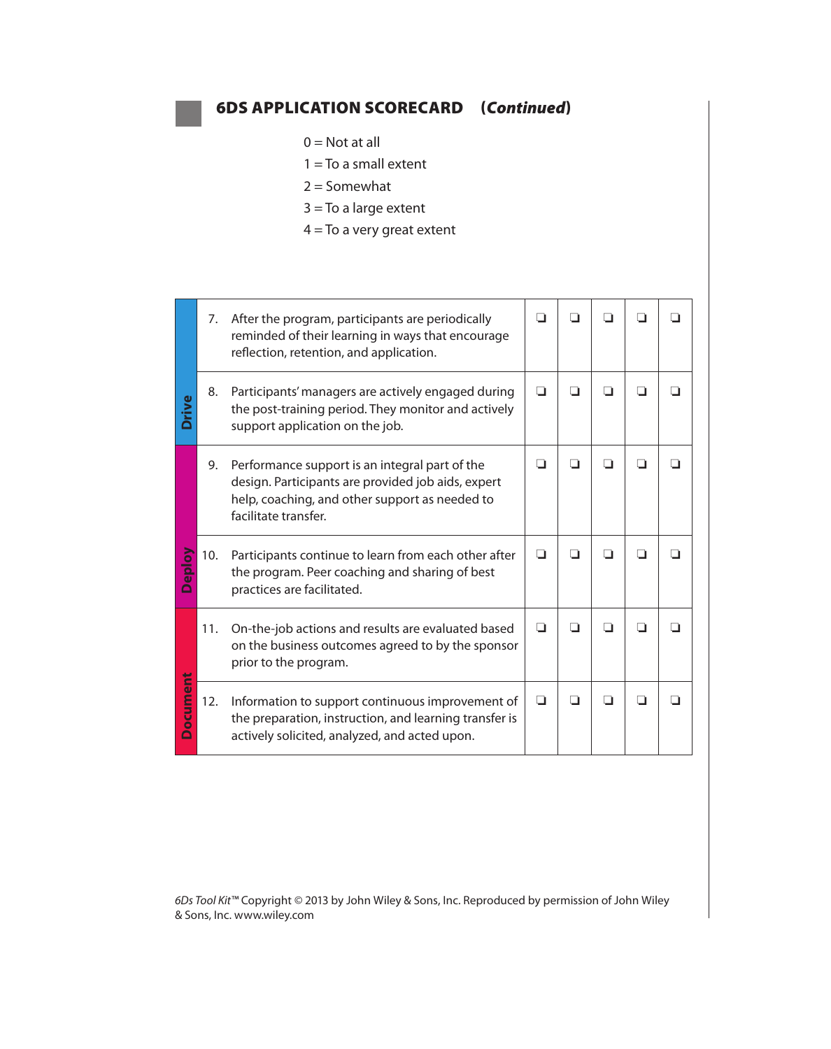## 6DS APPLICATION SCORECARD (*Continued*)

0 = Not at all
1 = To a small extent
2 = Somewhat
3 = To a large extent
4 = To a very great extent

| | | | | | | |
|---|---|---|---|---|---|---|
| Drive | 7. After the program, participants are periodically reminded of their learning in ways that encourage reflection, retention, and application. | ❑ | ❑ | ❑ | ❑ | ❑ |
| Drive | 8. Participants' managers are actively engaged during the post-training period. They monitor and actively support application on the job. | ❑ | ❑ | ❑ | ❑ | ❑ |
| Deploy | 9. Performance support is an integral part of the design. Participants are provided job aids, expert help, coaching, and other support as needed to facilitate transfer. | ❑ | ❑ | ❑ | ❑ | ❑ |
| Deploy | 10. Participants continue to learn from each other after the program. Peer coaching and sharing of best practices are facilitated. | ❑ | ❑ | ❑ | ❑ | ❑ |
| Document | 11. On-the-job actions and results are evaluated based on the business outcomes agreed to by the sponsor prior to the program. | ❑ | ❑ | ❑ | ❑ | ❑ |
| Document | 12. Information to support continuous improvement of the preparation, instruction, and learning transfer is actively solicited, analyzed, and acted upon. | ❑ | ❑ | ❑ | ❑ | ❑ |

*6Ds Tool Kit*™ Copyright © 2013 by John Wiley & Sons, Inc. Reproduced by permission of John Wiley & Sons, Inc. www.wiley.com